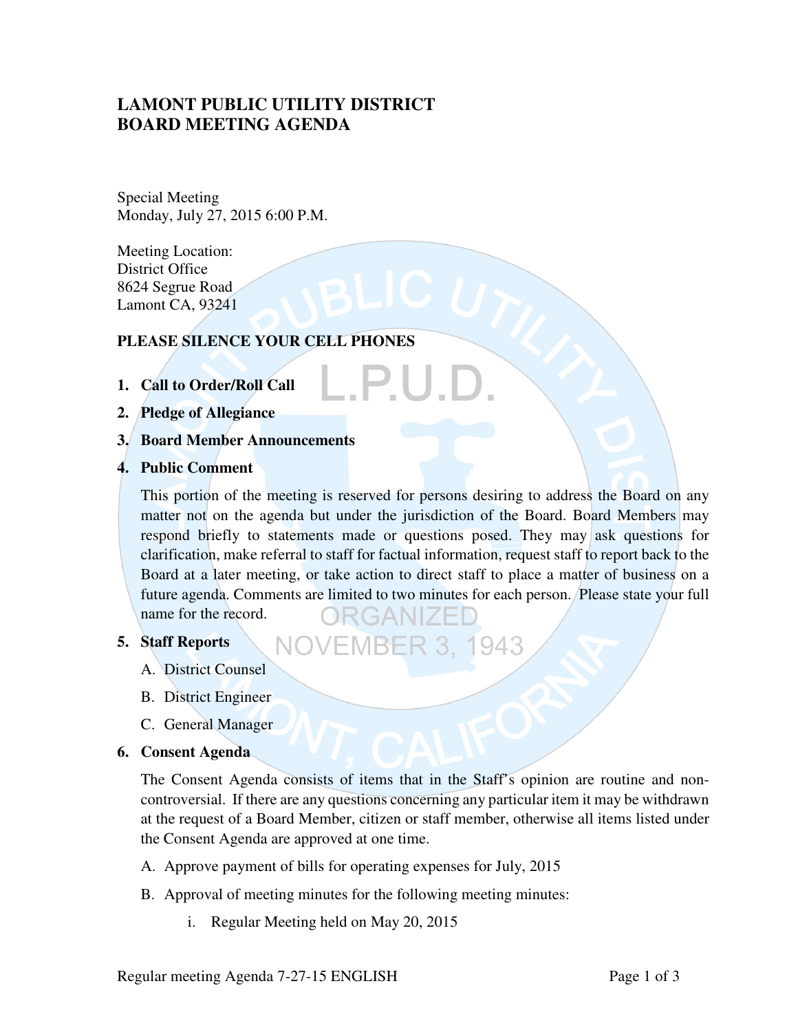# LAMONT PUBLIC UTILITY DISTRICT
# BOARD MEETING AGENDA

Special Meeting
Monday, July 27, 2015 6:00 P.M.

Meeting Location:
District Office
8624 Segrue Road
Lamont CA, 93241

**PLEASE SILENCE YOUR CELL PHONES**

1. **Call to Order/Roll Call**
2. **Pledge of Allegiance**
3. **Board Member Announcements**
4. **Public Comment**

   This portion of the meeting is reserved for persons desiring to address the Board on any matter not on the agenda but under the jurisdiction of the Board. Board Members may respond briefly to statements made or questions posed. They may ask questions for clarification, make referral to staff for factual information, request staff to report back to the Board at a later meeting, or take action to direct staff to place a matter of business on a future agenda. Comments are limited to two minutes for each person. Please state your full name for the record.

5. **Staff Reports**
   - A. District Counsel
   - B. District Engineer
   - C. General Manager
6. **Consent Agenda**

   The Consent Agenda consists of items that in the Staff's opinion are routine and non-controversial. If there are any questions concerning any particular item it may be withdrawn at the request of a Board Member, citizen or staff member, otherwise all items listed under the Consent Agenda are approved at one time.

   - A. Approve payment of bills for operating expenses for July, 2015
   - B. Approval of meeting minutes for the following meeting minutes:
     - i. Regular Meeting held on May 20, 2015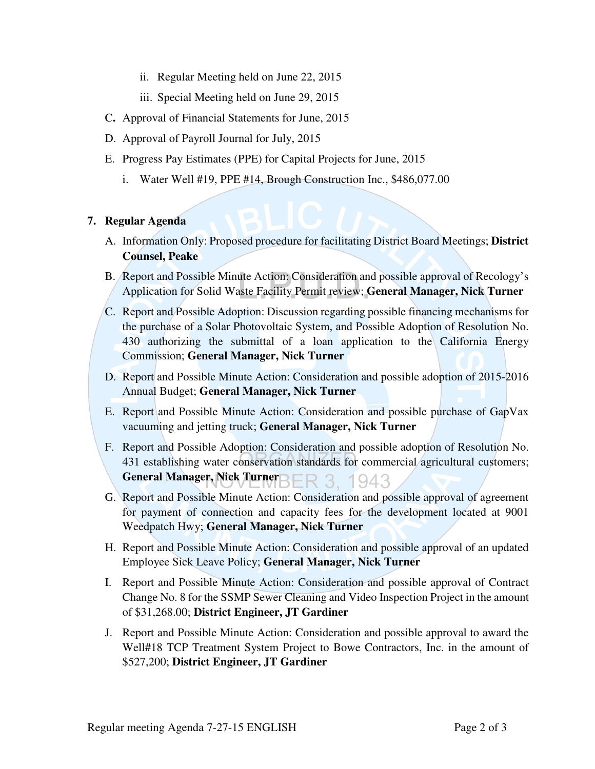ii. Regular Meeting held on June 22, 2015

   iii. Special Meeting held on June 29, 2015

C. Approval of Financial Statements for June, 2015

D. Approval of Payroll Journal for July, 2015

E. Progress Pay Estimates (PPE) for Capital Projects for June, 2015

   i. Water Well #19, PPE #14, Brough Construction Inc., $486,077.00

**7. Regular Agenda**

A. Information Only: Proposed procedure for facilitating District Board Meetings; **District Counsel, Peake**

B. Report and Possible Minute Action: Consideration and possible approval of Recology's Application for Solid Waste Facility Permit review; **General Manager, Nick Turner**

C. Report and Possible Adoption: Discussion regarding possible financing mechanisms for the purchase of a Solar Photovoltaic System, and Possible Adoption of Resolution No. 430 authorizing the submittal of a loan application to the California Energy Commission; **General Manager, Nick Turner**

D. Report and Possible Minute Action: Consideration and possible adoption of 2015-2016 Annual Budget; **General Manager, Nick Turner**

E. Report and Possible Minute Action: Consideration and possible purchase of GapVax vacuuming and jetting truck; **General Manager, Nick Turner**

F. Report and Possible Adoption: Consideration and possible adoption of Resolution No. 431 establishing water conservation standards for commercial agricultural customers; **General Manager, Nick Turner**

G. Report and Possible Minute Action: Consideration and possible approval of agreement for payment of connection and capacity fees for the development located at 9001 Weedpatch Hwy; **General Manager, Nick Turner**

H. Report and Possible Minute Action: Consideration and possible approval of an updated Employee Sick Leave Policy; **General Manager, Nick Turner**

I. Report and Possible Minute Action: Consideration and possible approval of Contract Change No. 8 for the SSMP Sewer Cleaning and Video Inspection Project in the amount of $31,268.00; **District Engineer, JT Gardiner**

J. Report and Possible Minute Action: Consideration and possible approval to award the Well#18 TCP Treatment System Project to Bowe Contractors, Inc. in the amount of $527,200; **District Engineer, JT Gardiner**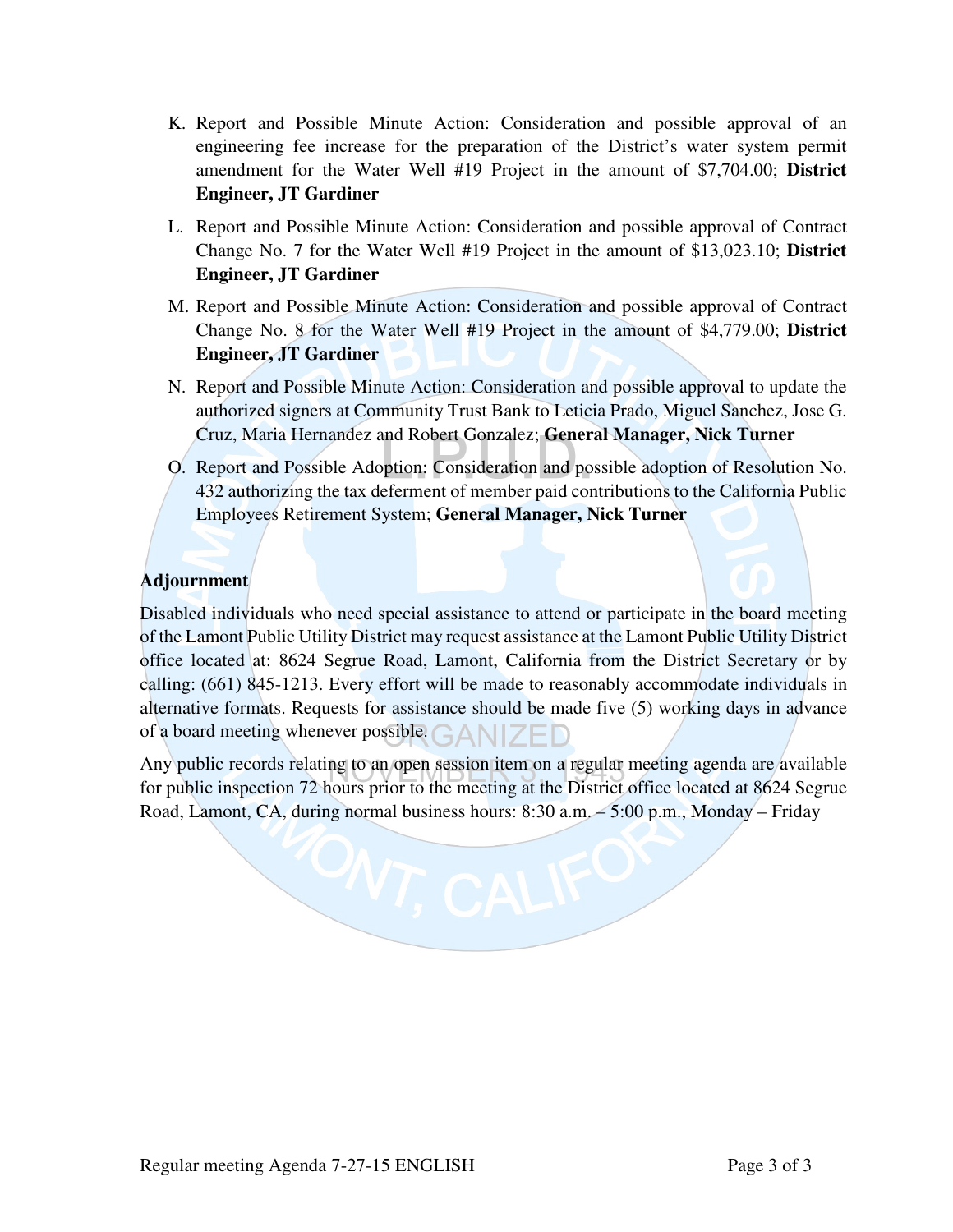K. Report and Possible Minute Action: Consideration and possible approval of an engineering fee increase for the preparation of the District's water system permit amendment for the Water Well #19 Project in the amount of $7,704.00; **District Engineer, JT Gardiner**

L. Report and Possible Minute Action: Consideration and possible approval of Contract Change No. 7 for the Water Well #19 Project in the amount of $13,023.10; **District Engineer, JT Gardiner**

M. Report and Possible Minute Action: Consideration and possible approval of Contract Change No. 8 for the Water Well #19 Project in the amount of $4,779.00; **District Engineer, JT Gardiner**

N. Report and Possible Minute Action: Consideration and possible approval to update the authorized signers at Community Trust Bank to Leticia Prado, Miguel Sanchez, Jose G. Cruz, Maria Hernandez and Robert Gonzalez; **General Manager, Nick Turner**

O. Report and Possible Adoption: Consideration and possible adoption of Resolution No. 432 authorizing the tax deferment of member paid contributions to the California Public Employees Retirement System; **General Manager, Nick Turner**

**Adjournment**

Disabled individuals who need special assistance to attend or participate in the board meeting of the Lamont Public Utility District may request assistance at the Lamont Public Utility District office located at: 8624 Segrue Road, Lamont, California from the District Secretary or by calling: (661) 845-1213. Every effort will be made to reasonably accommodate individuals in alternative formats. Requests for assistance should be made five (5) working days in advance of a board meeting whenever possible.

Any public records relating to an open session item on a regular meeting agenda are available for public inspection 72 hours prior to the meeting at the District office located at 8624 Segrue Road, Lamont, CA, during normal business hours: 8:30 a.m. – 5:00 p.m., Monday – Friday